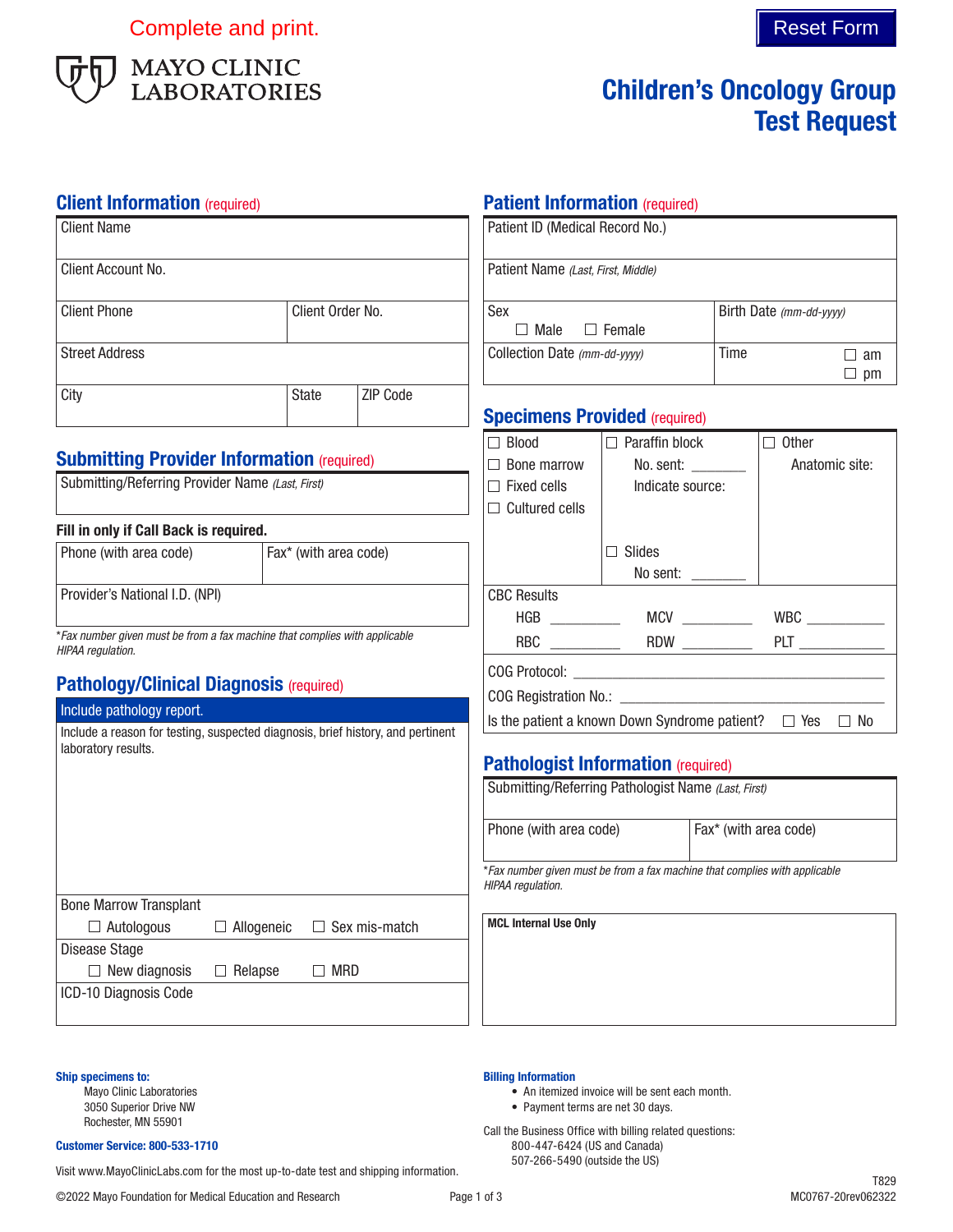Complete and print.

Reset Form

MAYO CLINIC LABORATORIES

# Children's Oncology Group Test Request

## Client Information (required)

| Client Name | | |
|---|---|---|
| Client Account No. | | |
| Client Phone | Client Order No. | |
| Street Address | | |
| City | State | ZIP Code |

## Submitting Provider Information (required)

Submitting/Referring Provider Name *(Last, First)*

**Fill in only if Call Back is required.**

| Phone (with area code) | Fax* (with area code) |
|---|---|
| Provider's National I.D. (NPI) | |

*\*Fax number given must be from a fax machine that complies with applicable HIPAA regulation.*

## Pathology/Clinical Diagnosis (required)

**Include pathology report.**

Include a reason for testing, suspected diagnosis, brief history, and pertinent laboratory results.

Bone Marrow Transplant
☐ Autologous ☐ Allogeneic ☐ Sex mis-match

Disease Stage
☐ New diagnosis ☐ Relapse ☐ MRD

ICD-10 Diagnosis Code

## Patient Information (required)

| Patient ID (Medical Record No.) | |
|---|---|
| Patient Name *(Last, First, Middle)* | |
| Sex ☐ Male ☐ Female | Birth Date *(mm-dd-yyyy)* |
| Collection Date *(mm-dd-yyyy)* | Time ☐ am ☐ pm |

## Specimens Provided (required)

| | | |
|---|---|---|
| ☐ Blood<br>☐ Bone marrow<br>☐ Fixed cells<br>☐ Cultured cells | ☐ Paraffin block<br>No. sent: \_\_\_\_\_\_\_<br>Indicate source:<br><br>☐ Slides<br>No sent: \_\_\_\_\_\_\_ | ☐ Other<br>Anatomic site: |

CBC Results

HGB \_\_\_\_\_\_\_\_\_ MCV \_\_\_\_\_\_\_\_\_ WBC \_\_\_\_\_\_\_\_\_

RBC \_\_\_\_\_\_\_\_\_ RDW \_\_\_\_\_\_\_\_\_ PLT \_\_\_\_\_\_\_\_\_

COG Protocol: \_\_\_\_\_\_\_\_\_\_\_\_\_\_\_\_\_\_\_\_\_\_\_\_\_\_\_\_\_\_\_\_\_\_\_\_\_\_\_\_

COG Registration No.: \_\_\_\_\_\_\_\_\_\_\_\_\_\_\_\_\_\_\_\_\_\_\_\_\_\_\_\_\_\_\_\_\_\_

Is the patient a known Down Syndrome patient? ☐ Yes ☐ No

## Pathologist Information (required)

Submitting/Referring Pathologist Name *(Last, First)*

| Phone (with area code) | Fax* (with area code) |
|---|---|

*\*Fax number given must be from a fax machine that complies with applicable HIPAA regulation.*

**MCL Internal Use Only**

**Ship specimens to:**
Mayo Clinic Laboratories
3050 Superior Drive NW
Rochester, MN 55901

**Customer Service: 800-533-1710**

Visit www.MayoClinicLabs.com for the most up-to-date test and shipping information.

**Billing Information**
- An itemized invoice will be sent each month.
- Payment terms are net 30 days.

Call the Business Office with billing related questions:
800-447-6424 (US and Canada)
507-266-5490 (outside the US)

T829

©2022 Mayo Foundation for Medical Education and Research

MC0767-20rev062322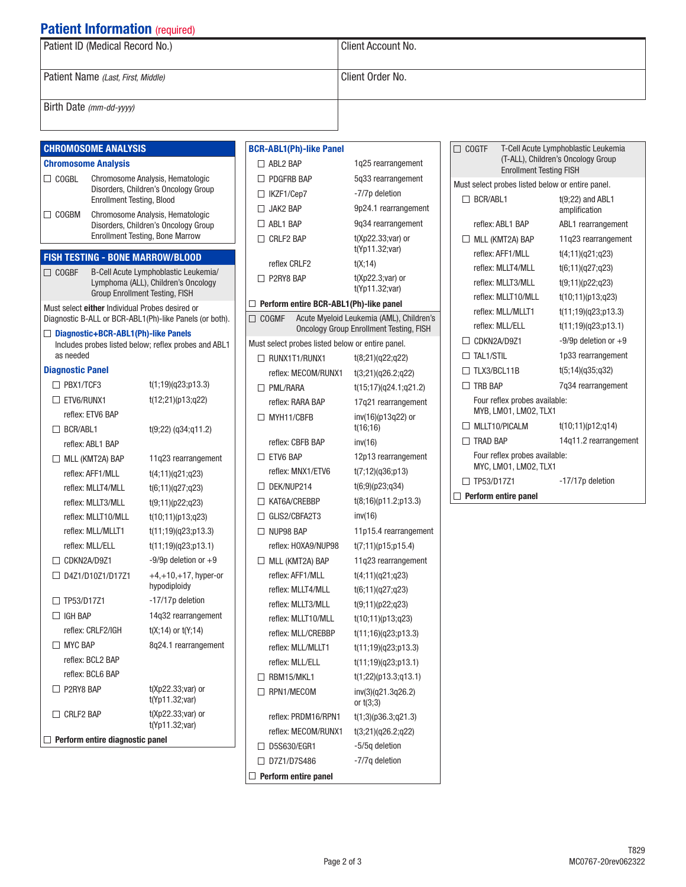## Patient Information (required)

| Patient ID (Medical Record No.) | Client Account No. |
| --- | --- |
| Patient Name *(Last, First, Middle)* | Client Order No. |
| Birth Date *(mm-dd-yyyy)* | |

## CHROMOSOME ANALYSIS

### Chromosome Analysis

| | Code | Test |
| --- | --- | --- |
| ☐ | COGBL | Chromosome Analysis, Hematologic Disorders, Children's Oncology Group Enrollment Testing, Blood |
| ☐ | COGBM | Chromosome Analysis, Hematologic Disorders, Children's Oncology Group Enrollment Testing, Bone Marrow |

## FISH TESTING - BONE MARROW/BLOOD

☐ COGBF B-Cell Acute Lymphoblastic Leukemia/Lymphoma (ALL), Children's Oncology Group Enrollment Testing, FISH

Must select **either** Individual Probes desired or Diagnostic B-ALL or BCR-ABL1(Ph)-like Panels (or both).

☐ **Diagnostic+BCR-ABL1(Ph)-like Panels**
Includes probes listed below; reflex probes and ABL1 as needed

### Diagnostic Panel

| Probe | Description |
| --- | --- |
| ☐ PBX1/TCF3 | t(1;19)(q23;p13.3) |
| ☐ ETV6/RUNX1 | t(12;21)(p13;q22) |
| reflex: ETV6 BAP | |
| ☐ BCR/ABL1 | t(9;22) (q34;q11.2) |
| reflex: ABL1 BAP | |
| ☐ MLL (KMT2A) BAP | 11q23 rearrangement |
| reflex: AFF1/MLL | t(4;11)(q21;q23) |
| reflex: MLLT4/MLL | t(6;11)(q27;q23) |
| reflex: MLLT3/MLL | t(9;11)(p22;q23) |
| reflex: MLLT10/MLL | t(10;11)(p13;q23) |
| reflex: MLL/MLLT1 | t(11;19)(q23;p13.3) |
| reflex: MLL/ELL | t(11;19)(q23;p13.1) |
| ☐ CDKN2A/D9Z1 | -9/9p deletion or +9 |
| ☐ D4Z1/D10Z1/D17Z1 | +4,+10,+17, hyper-or hypodiploidy |
| ☐ TP53/D17Z1 | -17/17p deletion |
| ☐ IGH BAP | 14q32 rearrangement |
| reflex: CRLF2/IGH | t(X;14) or t(Y;14) |
| ☐ MYC BAP | 8q24.1 rearrangement |
| reflex: BCL2 BAP | |
| reflex: BCL6 BAP | |
| ☐ P2RY8 BAP | t(Xp22.33;var) or t(Yp11.32;var) |
| ☐ CRLF2 BAP | t(Xp22.33;var) or t(Yp11.32;var) |

☐ **Perform entire diagnostic panel**

### BCR-ABL1(Ph)-like Panel

| Probe | Description |
| --- | --- |
| ☐ ABL2 BAP | 1q25 rearrangement |
| ☐ PDGFRB BAP | 5q33 rearrangement |
| ☐ IKZF1/Cep7 | -7/7p deletion |
| ☐ JAK2 BAP | 9p24.1 rearrangement |
| ☐ ABL1 BAP | 9q34 rearrangement |
| ☐ CRLF2 BAP | t(Xp22.33;var) or t(Yp11.32;var) |
| reflex CRLF2 | t(X;14) |
| ☐ P2RY8 BAP | t(Xp22.3;var) or t(Yp11.32;var) |

☐ **Perform entire BCR-ABL1(Ph)-like panel**

☐ COGMF Acute Myeloid Leukemia (AML), Children's Oncology Group Enrollment Testing, FISH

Must select probes listed below or entire panel.

| Probe | Description |
| --- | --- |
| ☐ RUNX1T1/RUNX1 | t(8;21)(q22;q22) |
| reflex: MECOM/RUNX1 | t(3;21)(q26.2;q22) |
| ☐ PML/RARA | t(15;17)(q24.1;q21.2) |
| reflex: RARA BAP | 17q21 rearrangement |
| ☐ MYH11/CBFB | inv(16)(p13q22) or t(16;16) |
| reflex: CBFB BAP | inv(16) |
| ☐ ETV6 BAP | 12p13 rearrangement |
| reflex: MNX1/ETV6 | t(7;12)(q36;p13) |
| ☐ DEK/NUP214 | t(6;9)(p23;q34) |
| ☐ KAT6A/CREBBP | t(8;16)(p11.2;p13.3) |
| ☐ GLIS2/CBFA2T3 | inv(16) |
| ☐ NUP98 BAP | 11p15.4 rearrangement |
| reflex: HOXA9/NUP98 | t(7;11)(p15;p15.4) |
| ☐ MLL (KMT2A) BAP | 11q23 rearrangement |
| reflex: AFF1/MLL | t(4;11)(q21;q23) |
| reflex: MLLT4/MLL | t(6;11)(q27;q23) |
| reflex: MLLT3/MLL | t(9;11)(p22;q23) |
| reflex: MLLT10/MLL | t(10;11)(p13;q23) |
| reflex: MLL/CREBBP | t(11;16)(q23;p13.3) |
| reflex: MLL/MLLT1 | t(11;19)(q23;p13.3) |
| reflex: MLL/ELL | t(11;19)(q23;p13.1) |
| ☐ RBM15/MKL1 | t(1;22)(p13.3;q13.1) |
| ☐ RPN1/MECOM | inv(3)(q21.3q26.2) or t(3;3) |
| reflex: PRDM16/RPN1 | t(1;3)(p36.3;q21.3) |
| reflex: MECOM/RUNX1 | t(3;21)(q26.2;q22) |
| ☐ D5S630/EGR1 | -5/5q deletion |
| ☐ D7Z1/D7S486 | -7/7q deletion |

☐ **Perform entire panel**

☐ COGTF T-Cell Acute Lymphoblastic Leukemia (T-ALL), Children's Oncology Group Enrollment Testing FISH

Must select probes listed below or entire panel.

| Probe | Description |
| --- | --- |
| ☐ BCR/ABL1 | t(9;22) and ABL1 amplification |
| reflex: ABL1 BAP | ABL1 rearrangement |
| ☐ MLL (KMT2A) BAP | 11q23 rearrangement |
| reflex: AFF1/MLL | t(4;11)(q21;q23) |
| reflex: MLLT4/MLL | t(6;11)(q27;q23) |
| reflex: MLLT3/MLL | t(9;11)(p22;q23) |
| reflex: MLLT10/MLL | t(10;11)(p13;q23) |
| reflex: MLL/MLLT1 | t(11;19)(q23;p13.3) |
| reflex: MLL/ELL | t(11;19)(q23;p13.1) |
| ☐ CDKN2A/D9Z1 | -9/9p deletion or +9 |
| ☐ TAL1/STIL | 1p33 rearrangement |
| ☐ TLX3/BCL11B | t(5;14)(q35;q32) |
| ☐ TRB BAP | 7q34 rearrangement |
| Four reflex probes available: MYB, LMO1, LMO2, TLX1 | |
| ☐ MLLT10/PICALM | t(10;11)(p12;q14) |
| ☐ TRAD BAP | 14q11.2 rearrangement |
| Four reflex probes available: MYC, LMO1, LMO2, TLX1 | |
| ☐ TP53/D17Z1 | -17/17p deletion |

☐ **Perform entire panel**

T829
MC0767-20rev062322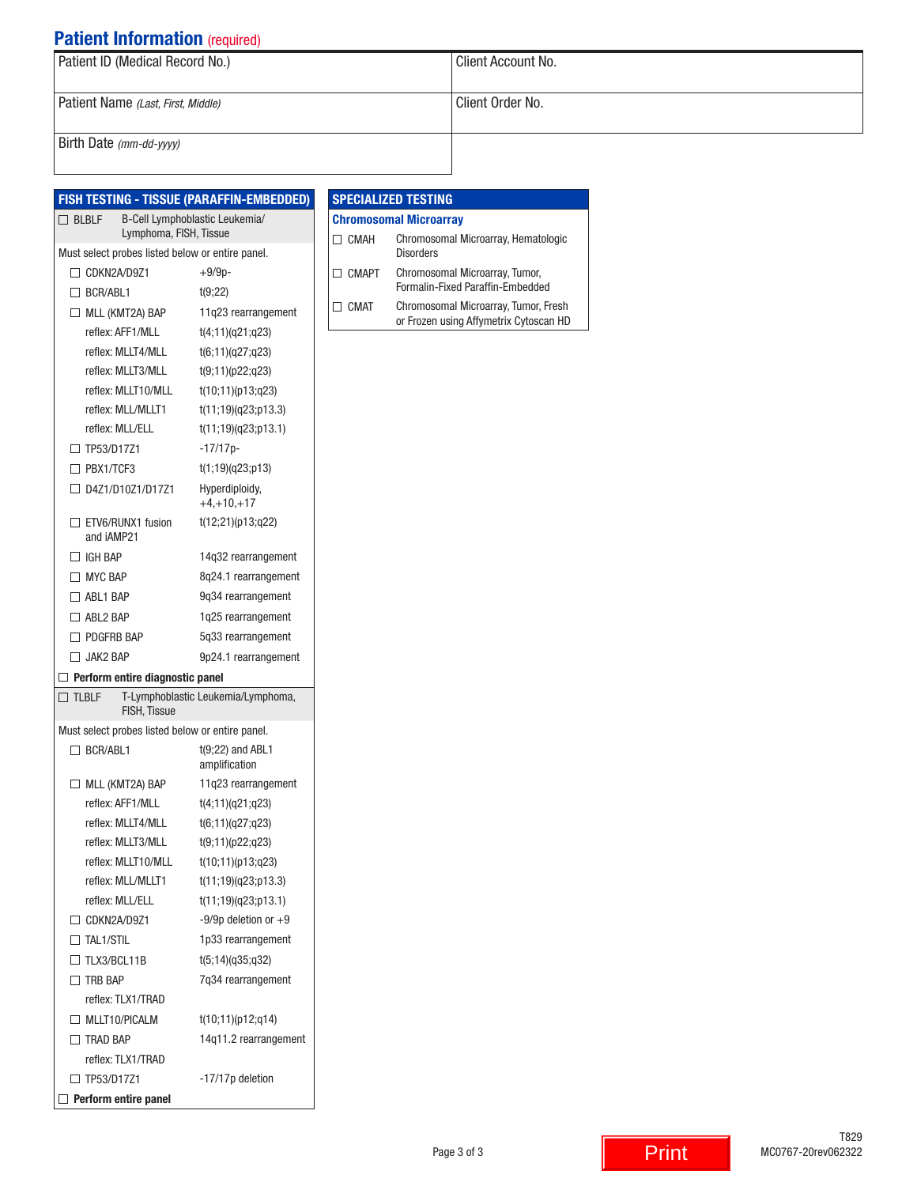## Patient Information (required)

| Patient ID (Medical Record No.) | Client Account No. |
|---|---|
| Patient Name *(Last, First, Middle)* | Client Order No. |
| Birth Date *(mm-dd-yyyy)* | |

## FISH TESTING - TISSUE (PARAFFIN-EMBEDDED)

☐ BLBLF — B-Cell Lymphoblastic Leukemia/Lymphoma, FISH, Tissue

Must select probes listed below or entire panel.

| Probe | Description |
|---|---|
| ☐ CDKN2A/D9Z1 | +9/9p- |
| ☐ BCR/ABL1 | t(9;22) |
| ☐ MLL (KMT2A) BAP | 11q23 rearrangement |
| reflex: AFF1/MLL | t(4;11)(q21;q23) |
| reflex: MLLT4/MLL | t(6;11)(q27;q23) |
| reflex: MLLT3/MLL | t(9;11)(p22;q23) |
| reflex: MLLT10/MLL | t(10;11)(p13;q23) |
| reflex: MLL/MLLT1 | t(11;19)(q23;p13.3) |
| reflex: MLL/ELL | t(11;19)(q23;p13.1) |
| ☐ TP53/D17Z1 | -17/17p- |
| ☐ PBX1/TCF3 | t(1;19)(q23;p13) |
| ☐ D4Z1/D10Z1/D17Z1 | Hyperdiploidy, +4,+10,+17 |
| ☐ ETV6/RUNX1 fusion and iAMP21 | t(12;21)(p13;q22) |
| ☐ IGH BAP | 14q32 rearrangement |
| ☐ MYC BAP | 8q24.1 rearrangement |
| ☐ ABL1 BAP | 9q34 rearrangement |
| ☐ ABL2 BAP | 1q25 rearrangement |
| ☐ PDGFRB BAP | 5q33 rearrangement |
| ☐ JAK2 BAP | 9p24.1 rearrangement |

☐ **Perform entire diagnostic panel**

☐ TLBLF — T-Lymphoblastic Leukemia/Lymphoma, FISH, Tissue

Must select probes listed below or entire panel.

| Probe | Description |
|---|---|
| ☐ BCR/ABL1 | t(9;22) and ABL1 amplification |
| ☐ MLL (KMT2A) BAP | 11q23 rearrangement |
| reflex: AFF1/MLL | t(4;11)(q21;q23) |
| reflex: MLLT4/MLL | t(6;11)(q27;q23) |
| reflex: MLLT3/MLL | t(9;11)(p22;q23) |
| reflex: MLLT10/MLL | t(10;11)(p13;q23) |
| reflex: MLL/MLLT1 | t(11;19)(q23;p13.3) |
| reflex: MLL/ELL | t(11;19)(q23;p13.1) |
| ☐ CDKN2A/D9Z1 | -9/9p deletion or +9 |
| ☐ TAL1/STIL | 1p33 rearrangement |
| ☐ TLX3/BCL11B | t(5;14)(q35;q32) |
| ☐ TRB BAP | 7q34 rearrangement |
| reflex: TLX1/TRAD | |
| ☐ MLLT10/PICALM | t(10;11)(p12;q14) |
| ☐ TRAD BAP | 14q11.2 rearrangement |
| reflex: TLX1/TRAD | |
| ☐ TP53/D17Z1 | -17/17p deletion |

☐ **Perform entire panel**

## SPECIALIZED TESTING

### Chromosomal Microarray

| Code | Test |
|---|---|
| ☐ CMAH | Chromosomal Microarray, Hematologic Disorders |
| ☐ CMAPT | Chromosomal Microarray, Tumor, Formalin-Fixed Paraffin-Embedded |
| ☐ CMAT | Chromosomal Microarray, Tumor, Fresh or Frozen using Affymetrix Cytoscan HD |

Print

T829
MC0767-20rev062322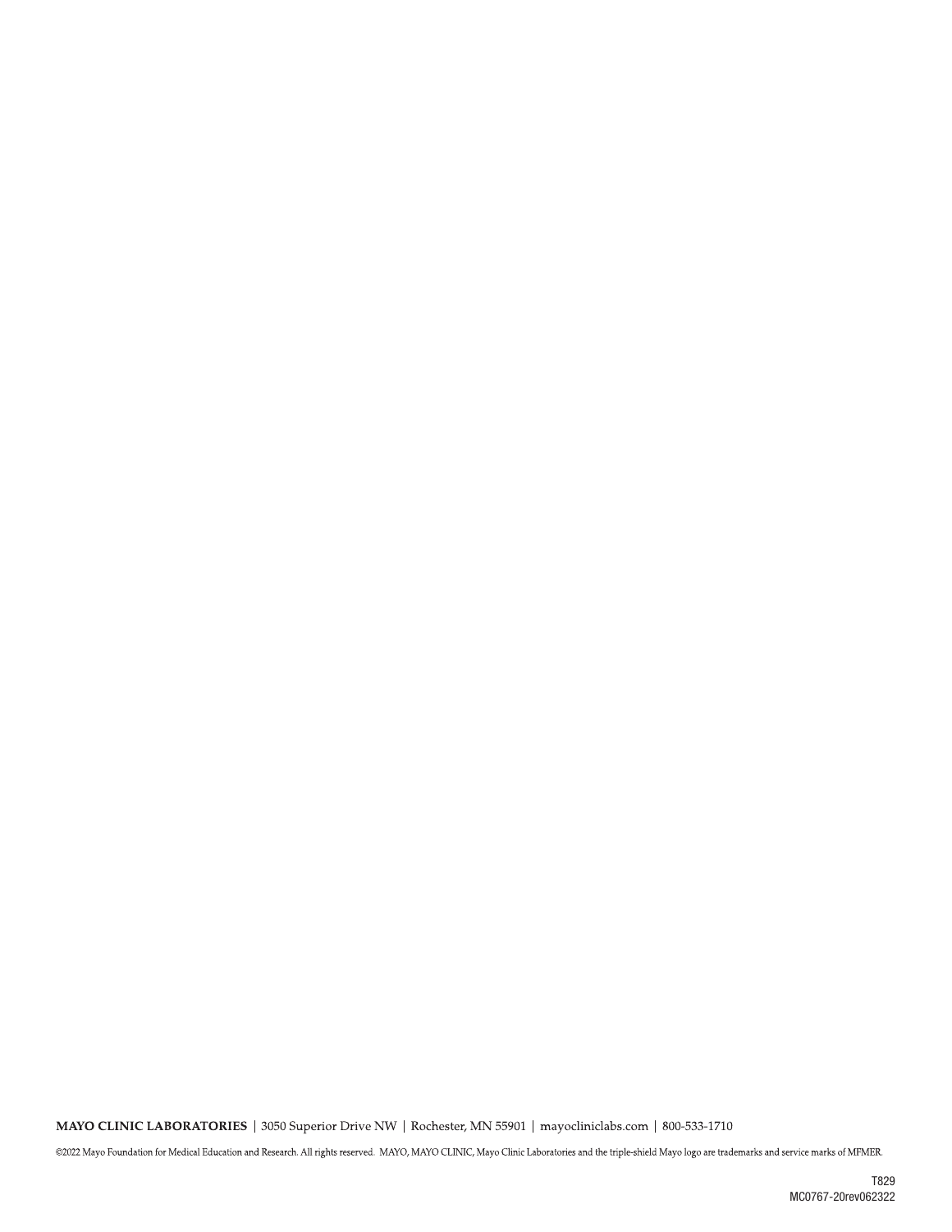**MAYO CLINIC LABORATORIES** | 3050 Superior Drive NW | Rochester, MN 55901 | mayocliniclabs.com | 800-533-1710

©2022 Mayo Foundation for Medical Education and Research. All rights reserved. MAYO, MAYO CLINIC, Mayo Clinic Laboratories and the triple-shield Mayo logo are trademarks and service marks of MFMER.

T829
MC0767-20rev062322